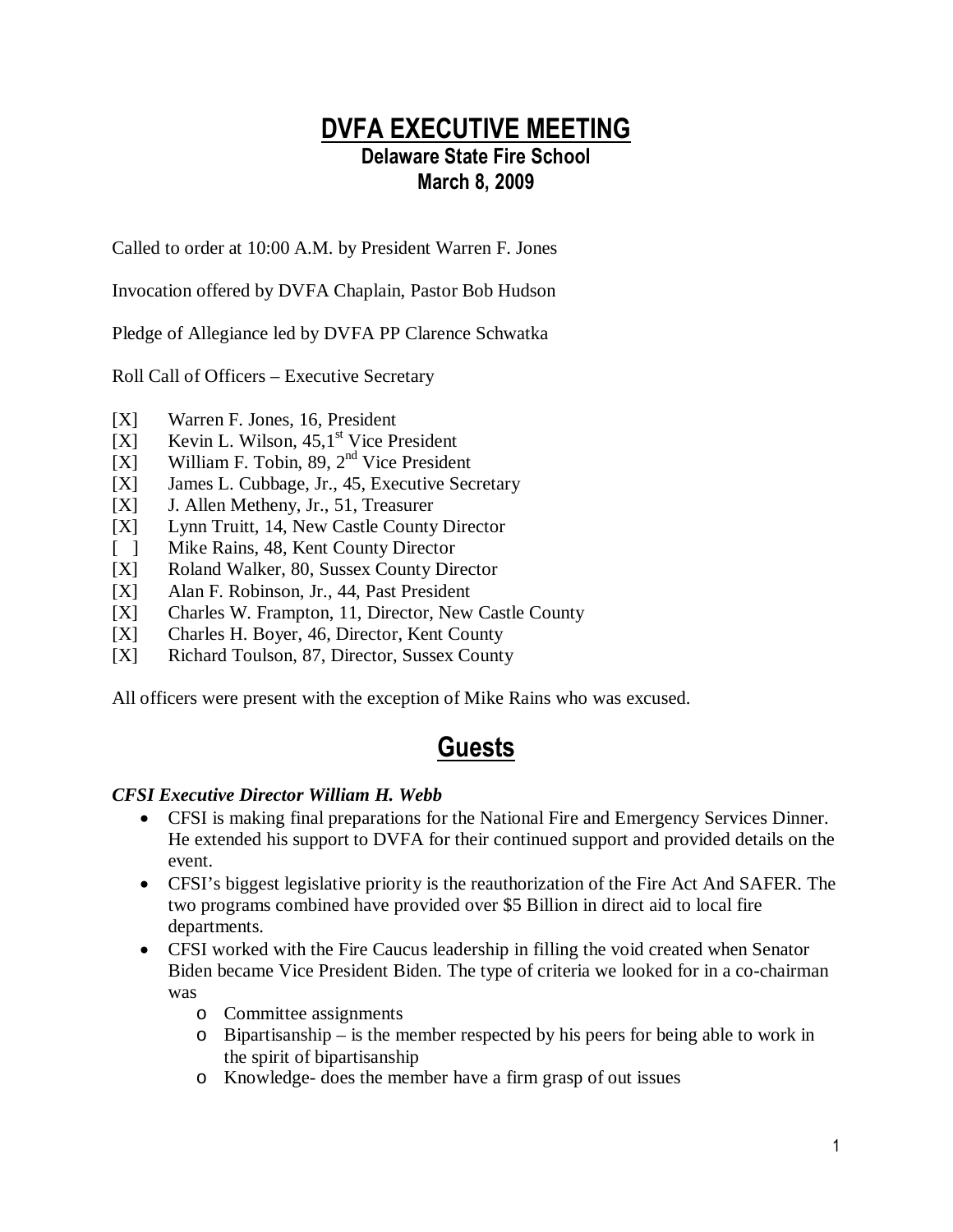# DVFA EXECUTIVE MEETING

## Delaware State Fire School
## March 8, 2009

Called to order at 10:00 A.M. by President Warren F. Jones

Invocation offered by DVFA Chaplain, Pastor Bob Hudson

Pledge of Allegiance led by DVFA PP Clarence Schwatka

Roll Call of Officers – Executive Secretary

[X] Warren F. Jones, 16, President
[X] Kevin L. Wilson, 45,1st Vice President
[X] William F. Tobin, 89, 2nd Vice President
[X] James L. Cubbage, Jr., 45, Executive Secretary
[X] J. Allen Metheny, Jr., 51, Treasurer
[X] Lynn Truitt, 14, New Castle County Director
[ ] Mike Rains, 48, Kent County Director
[X] Roland Walker, 80, Sussex County Director
[X] Alan F. Robinson, Jr., 44, Past President
[X] Charles W. Frampton, 11, Director, New Castle County
[X] Charles H. Boyer, 46, Director, Kent County
[X] Richard Toulson, 87, Director, Sussex County

All officers were present with the exception of Mike Rains who was excused.

# Guests

***CFSI Executive Director William H. Webb***

- CFSI is making final preparations for the National Fire and Emergency Services Dinner. He extended his support to DVFA for their continued support and provided details on the event.
- CFSI's biggest legislative priority is the reauthorization of the Fire Act And SAFER. The two programs combined have provided over $5 Billion in direct aid to local fire departments.
- CFSI worked with the Fire Caucus leadership in filling the void created when Senator Biden became Vice President Biden. The type of criteria we looked for in a co-chairman was
  - Committee assignments
  - Bipartisanship – is the member respected by his peers for being able to work in the spirit of bipartisanship
  - Knowledge- does the member have a firm grasp of out issues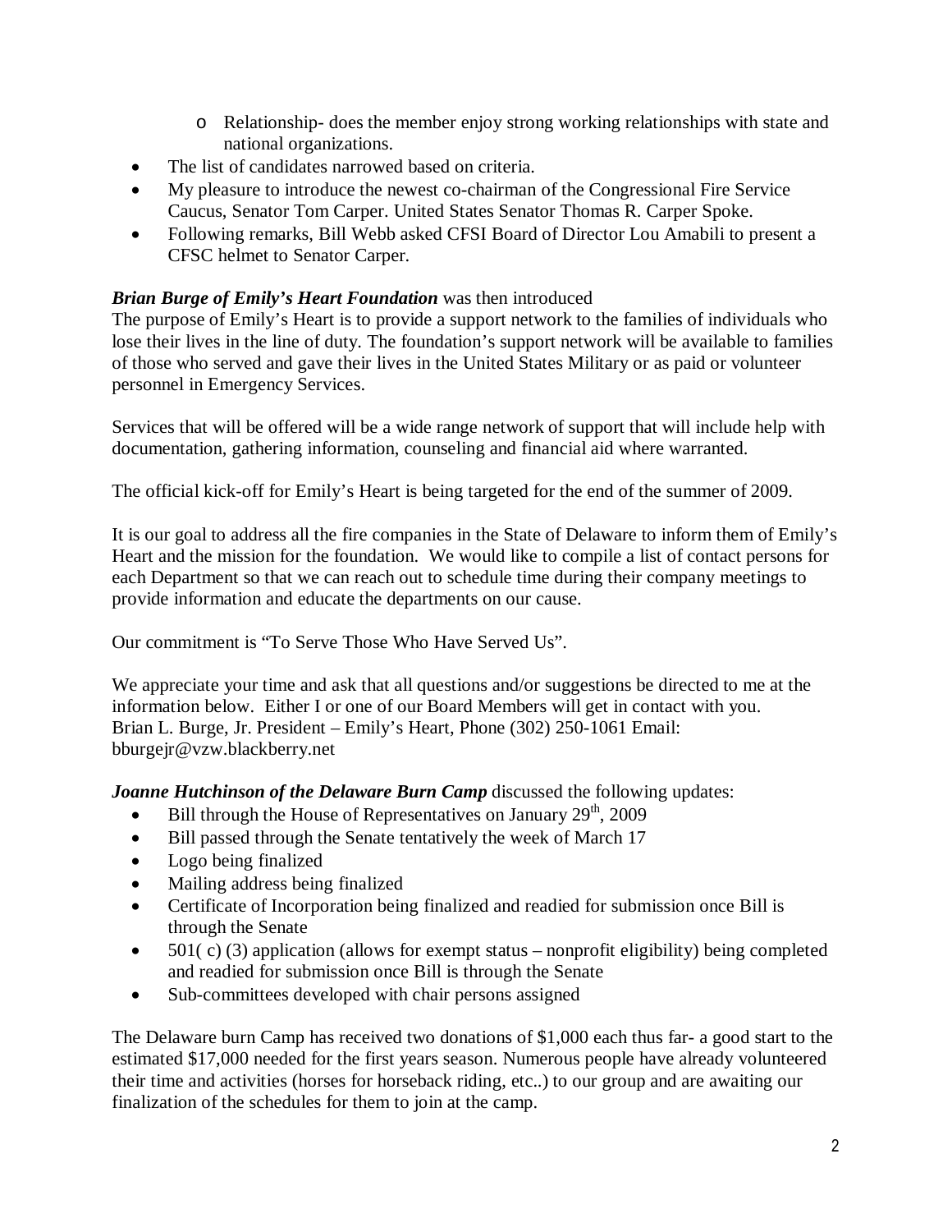- Relationship- does the member enjoy strong working relationships with state and national organizations.
- The list of candidates narrowed based on criteria.
- My pleasure to introduce the newest co-chairman of the Congressional Fire Service Caucus, Senator Tom Carper. United States Senator Thomas R. Carper Spoke.
- Following remarks, Bill Webb asked CFSI Board of Director Lou Amabili to present a CFSC helmet to Senator Carper.

***Brian Burge of Emily's Heart Foundation*** was then introduced
The purpose of Emily's Heart is to provide a support network to the families of individuals who lose their lives in the line of duty. The foundation's support network will be available to families of those who served and gave their lives in the United States Military or as paid or volunteer personnel in Emergency Services.

Services that will be offered will be a wide range network of support that will include help with documentation, gathering information, counseling and financial aid where warranted.

The official kick-off for Emily's Heart is being targeted for the end of the summer of 2009.

It is our goal to address all the fire companies in the State of Delaware to inform them of Emily's Heart and the mission for the foundation. We would like to compile a list of contact persons for each Department so that we can reach out to schedule time during their company meetings to provide information and educate the departments on our cause.

Our commitment is "To Serve Those Who Have Served Us".

We appreciate your time and ask that all questions and/or suggestions be directed to me at the information below. Either I or one of our Board Members will get in contact with you.
Brian L. Burge, Jr. President – Emily's Heart, Phone (302) 250-1061 Email: bburgejr@vzw.blackberry.net

***Joanne Hutchinson of the Delaware Burn Camp*** discussed the following updates:

- Bill through the House of Representatives on January 29th, 2009
- Bill passed through the Senate tentatively the week of March 17
- Logo being finalized
- Mailing address being finalized
- Certificate of Incorporation being finalized and readied for submission once Bill is through the Senate
- 501( c) (3) application (allows for exempt status – nonprofit eligibility) being completed and readied for submission once Bill is through the Senate
- Sub-committees developed with chair persons assigned

The Delaware burn Camp has received two donations of $1,000 each thus far- a good start to the estimated $17,000 needed for the first years season. Numerous people have already volunteered their time and activities (horses for horseback riding, etc..) to our group and are awaiting our finalization of the schedules for them to join at the camp.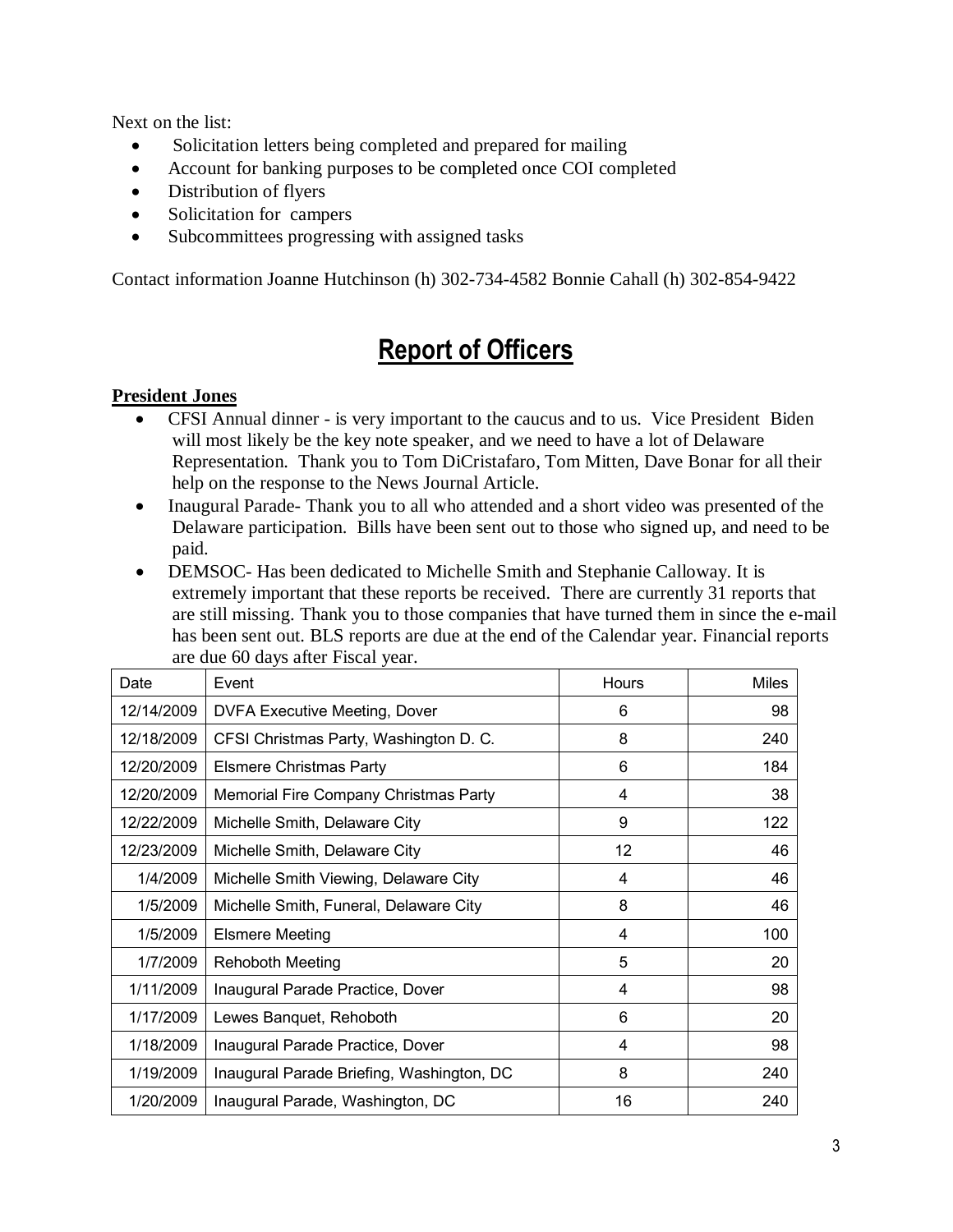Next on the list:

- Solicitation letters being completed and prepared for mailing
- Account for banking purposes to be completed once COI completed
- Distribution of flyers
- Solicitation for campers
- Subcommittees progressing with assigned tasks

Contact information Joanne Hutchinson (h) 302-734-4582 Bonnie Cahall (h) 302-854-9422

# Report of Officers

**President Jones**

- CFSI Annual dinner - is very important to the caucus and to us. Vice President Biden will most likely be the key note speaker, and we need to have a lot of Delaware Representation. Thank you to Tom DiCristafaro, Tom Mitten, Dave Bonar for all their help on the response to the News Journal Article.
- Inaugural Parade- Thank you to all who attended and a short video was presented of the Delaware participation. Bills have been sent out to those who signed up, and need to be paid.
- DEMSOC- Has been dedicated to Michelle Smith and Stephanie Calloway. It is extremely important that these reports be received. There are currently 31 reports that are still missing. Thank you to those companies that have turned them in since the e-mail has been sent out. BLS reports are due at the end of the Calendar year. Financial reports are due 60 days after Fiscal year.

| Date | Event | Hours | Miles |
|---|---|---|---|
| 12/14/2009 | DVFA Executive Meeting, Dover | 6 | 98 |
| 12/18/2009 | CFSI Christmas Party, Washington D. C. | 8 | 240 |
| 12/20/2009 | Elsmere Christmas Party | 6 | 184 |
| 12/20/2009 | Memorial Fire Company Christmas Party | 4 | 38 |
| 12/22/2009 | Michelle Smith, Delaware City | 9 | 122 |
| 12/23/2009 | Michelle Smith, Delaware City | 12 | 46 |
| 1/4/2009 | Michelle Smith Viewing, Delaware City | 4 | 46 |
| 1/5/2009 | Michelle Smith, Funeral, Delaware City | 8 | 46 |
| 1/5/2009 | Elsmere Meeting | 4 | 100 |
| 1/7/2009 | Rehoboth Meeting | 5 | 20 |
| 1/11/2009 | Inaugural Parade Practice, Dover | 4 | 98 |
| 1/17/2009 | Lewes Banquet, Rehoboth | 6 | 20 |
| 1/18/2009 | Inaugural Parade Practice, Dover | 4 | 98 |
| 1/19/2009 | Inaugural Parade Briefing, Washington, DC | 8 | 240 |
| 1/20/2009 | Inaugural Parade, Washington, DC | 16 | 240 |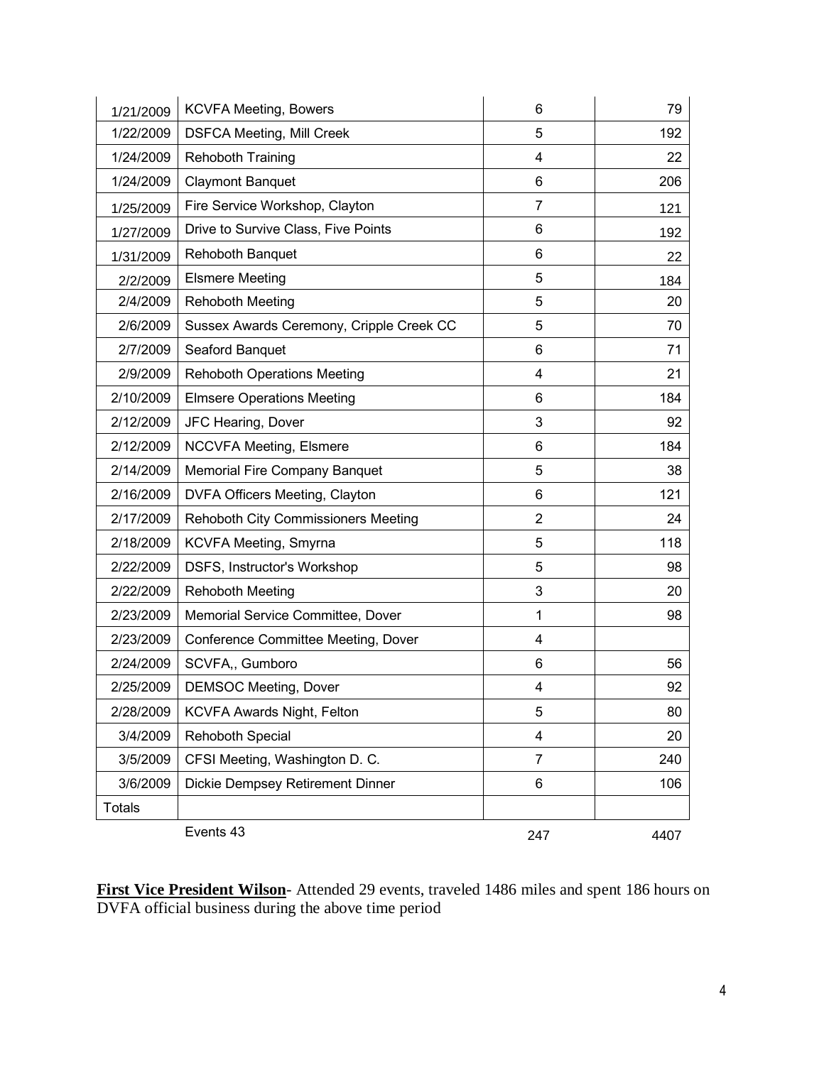| | | | |
|---|---|---|---|
| 1/21/2009 | KCVFA Meeting, Bowers | 6 | 79 |
| 1/22/2009 | DSFCA Meeting, Mill Creek | 5 | 192 |
| 1/24/2009 | Rehoboth Training | 4 | 22 |
| 1/24/2009 | Claymont Banquet | 6 | 206 |
| 1/25/2009 | Fire Service Workshop, Clayton | 7 | 121 |
| 1/27/2009 | Drive to Survive Class, Five Points | 6 | 192 |
| 1/31/2009 | Rehoboth Banquet | 6 | 22 |
| 2/2/2009 | Elsmere Meeting | 5 | 184 |
| 2/4/2009 | Rehoboth Meeting | 5 | 20 |
| 2/6/2009 | Sussex Awards Ceremony, Cripple Creek CC | 5 | 70 |
| 2/7/2009 | Seaford Banquet | 6 | 71 |
| 2/9/2009 | Rehoboth Operations Meeting | 4 | 21 |
| 2/10/2009 | Elmsere Operations Meeting | 6 | 184 |
| 2/12/2009 | JFC Hearing, Dover | 3 | 92 |
| 2/12/2009 | NCCVFA Meeting, Elsmere | 6 | 184 |
| 2/14/2009 | Memorial Fire Company Banquet | 5 | 38 |
| 2/16/2009 | DVFA Officers Meeting, Clayton | 6 | 121 |
| 2/17/2009 | Rehoboth City Commissioners Meeting | 2 | 24 |
| 2/18/2009 | KCVFA Meeting, Smyrna | 5 | 118 |
| 2/22/2009 | DSFS, Instructor's Workshop | 5 | 98 |
| 2/22/2009 | Rehoboth Meeting | 3 | 20 |
| 2/23/2009 | Memorial Service Committee, Dover | 1 | 98 |
| 2/23/2009 | Conference Committee Meeting, Dover | 4 | |
| 2/24/2009 | SCVFA,, Gumboro | 6 | 56 |
| 2/25/2009 | DEMSOC Meeting, Dover | 4 | 92 |
| 2/28/2009 | KCVFA Awards Night, Felton | 5 | 80 |
| 3/4/2009 | Rehoboth Special | 4 | 20 |
| 3/5/2009 | CFSI Meeting, Washington D. C. | 7 | 240 |
| 3/6/2009 | Dickie Dempsey Retirement Dinner | 6 | 106 |
| Totals | | | |
| | Events 43 | 247 | 4407 |

**First Vice President Wilson**- Attended 29 events, traveled 1486 miles and spent 186 hours on DVFA official business during the above time period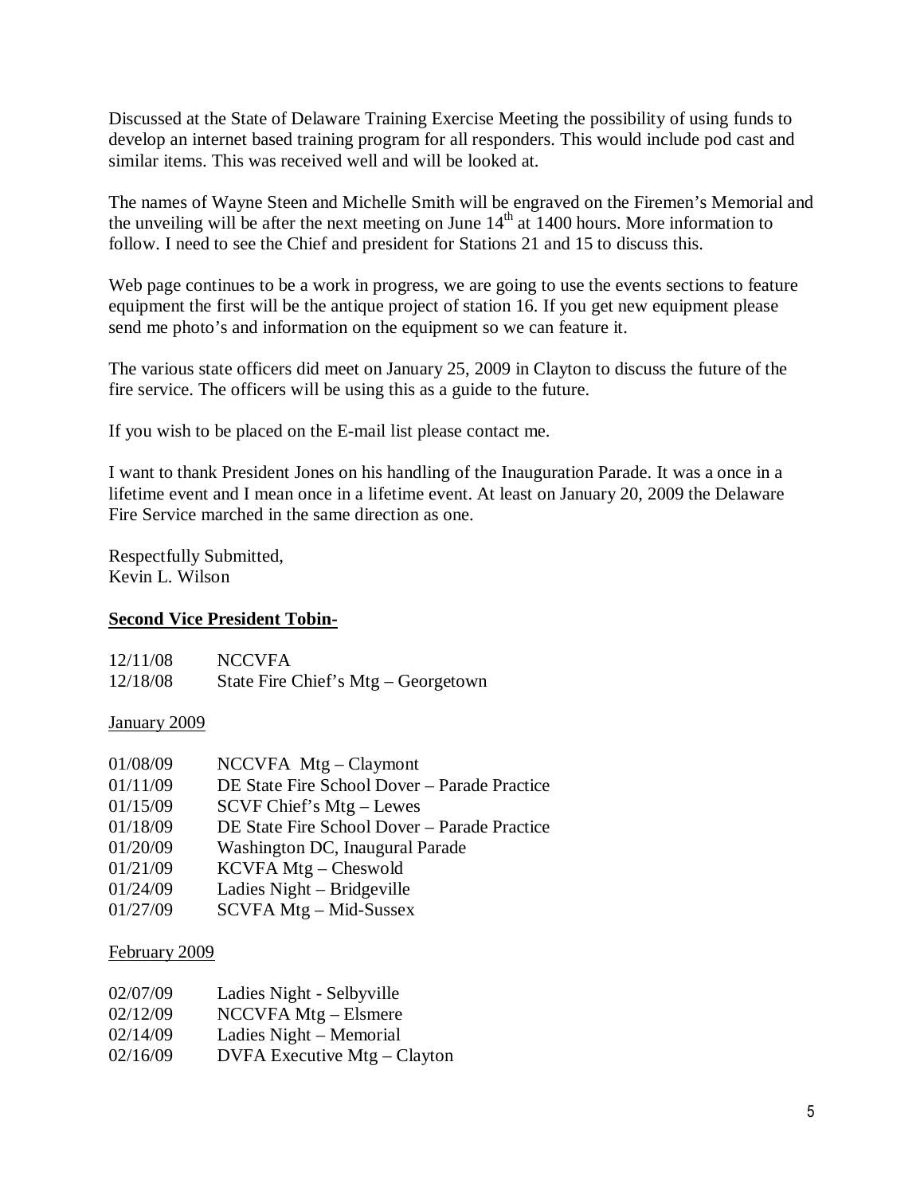Discussed at the State of Delaware Training Exercise Meeting the possibility of using funds to develop an internet based training program for all responders. This would include pod cast and similar items. This was received well and will be looked at.

The names of Wayne Steen and Michelle Smith will be engraved on the Firemen's Memorial and the unveiling will be after the next meeting on June 14th at 1400 hours. More information to follow. I need to see the Chief and president for Stations 21 and 15 to discuss this.

Web page continues to be a work in progress, we are going to use the events sections to feature equipment the first will be the antique project of station 16. If you get new equipment please send me photo's and information on the equipment so we can feature it.

The various state officers did meet on January 25, 2009 in Clayton to discuss the future of the fire service. The officers will be using this as a guide to the future.

If you wish to be placed on the E-mail list please contact me.

I want to thank President Jones on his handling of the Inauguration Parade. It was a once in a lifetime event and I mean once in a lifetime event. At least on January 20, 2009 the Delaware Fire Service marched in the same direction as one.

Respectfully Submitted,
Kevin L. Wilson

**Second Vice President Tobin-**

12/11/08 NCCVFA
12/18/08 State Fire Chief's Mtg – Georgetown

January 2009

01/08/09 NCCVFA Mtg – Claymont
01/11/09 DE State Fire School Dover – Parade Practice
01/15/09 SCVF Chief's Mtg – Lewes
01/18/09 DE State Fire School Dover – Parade Practice
01/20/09 Washington DC, Inaugural Parade
01/21/09 KCVFA Mtg – Cheswold
01/24/09 Ladies Night – Bridgeville
01/27/09 SCVFA Mtg – Mid-Sussex

February 2009

02/07/09 Ladies Night - Selbyville
02/12/09 NCCVFA Mtg – Elsmere
02/14/09 Ladies Night – Memorial
02/16/09 DVFA Executive Mtg – Clayton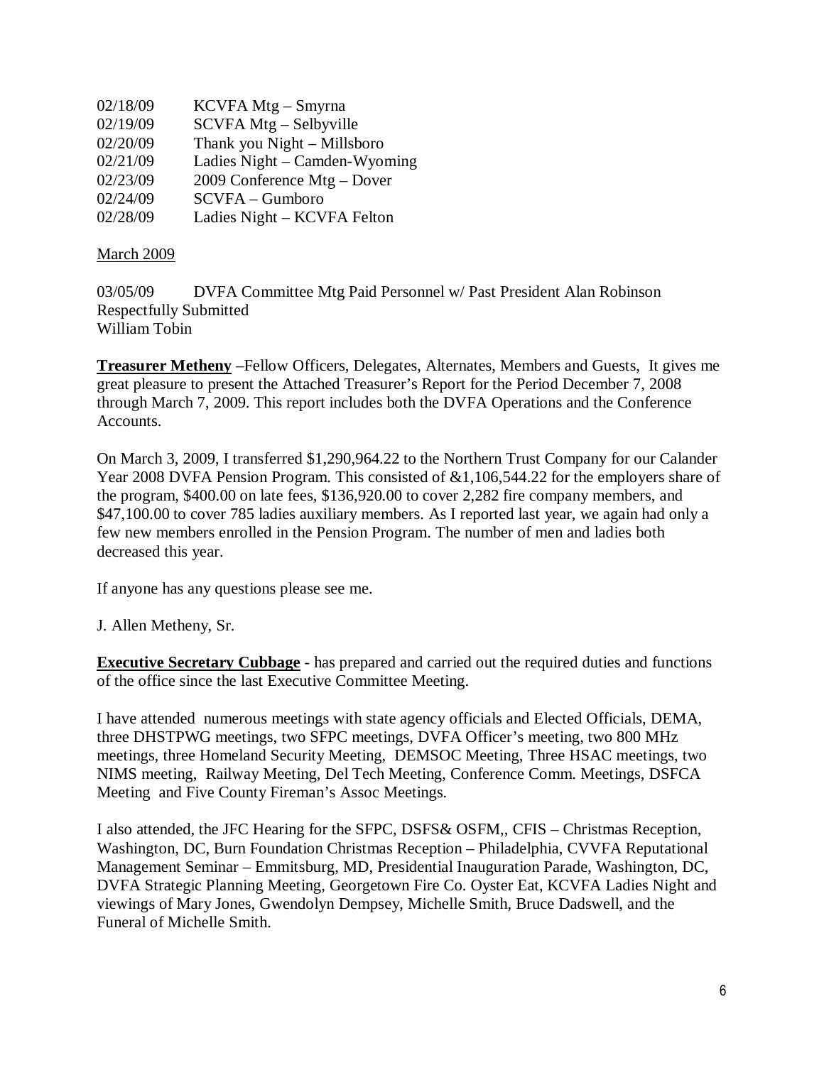02/18/09 KCVFA Mtg – Smyrna
02/19/09 SCVFA Mtg – Selbyville
02/20/09 Thank you Night – Millsboro
02/21/09 Ladies Night – Camden-Wyoming
02/23/09 2009 Conference Mtg – Dover
02/24/09 SCVFA – Gumboro
02/28/09 Ladies Night – KCVFA Felton

March 2009

03/05/09 DVFA Committee Mtg Paid Personnel w/ Past President Alan Robinson
Respectfully Submitted
William Tobin

**Treasurer Metheny** –Fellow Officers, Delegates, Alternates, Members and Guests, It gives me great pleasure to present the Attached Treasurer's Report for the Period December 7, 2008 through March 7, 2009. This report includes both the DVFA Operations and the Conference Accounts.

On March 3, 2009, I transferred $1,290,964.22 to the Northern Trust Company for our Calander Year 2008 DVFA Pension Program. This consisted of &1,106,544.22 for the employers share of the program, $400.00 on late fees, $136,920.00 to cover 2,282 fire company members, and $47,100.00 to cover 785 ladies auxiliary members. As I reported last year, we again had only a few new members enrolled in the Pension Program. The number of men and ladies both decreased this year.

If anyone has any questions please see me.

J. Allen Metheny, Sr.

**Executive Secretary Cubbage** - has prepared and carried out the required duties and functions of the office since the last Executive Committee Meeting.

I have attended numerous meetings with state agency officials and Elected Officials, DEMA, three DHSTPWG meetings, two SFPC meetings, DVFA Officer's meeting, two 800 MHz meetings, three Homeland Security Meeting, DEMSOC Meeting, Three HSAC meetings, two NIMS meeting, Railway Meeting, Del Tech Meeting, Conference Comm. Meetings, DSFCA Meeting and Five County Fireman's Assoc Meetings.

I also attended, the JFC Hearing for the SFPC, DSFS& OSFM,, CFIS – Christmas Reception, Washington, DC, Burn Foundation Christmas Reception – Philadelphia, CVVFA Reputational Management Seminar – Emmitsburg, MD, Presidential Inauguration Parade, Washington, DC, DVFA Strategic Planning Meeting, Georgetown Fire Co. Oyster Eat, KCVFA Ladies Night and viewings of Mary Jones, Gwendolyn Dempsey, Michelle Smith, Bruce Dadswell, and the Funeral of Michelle Smith.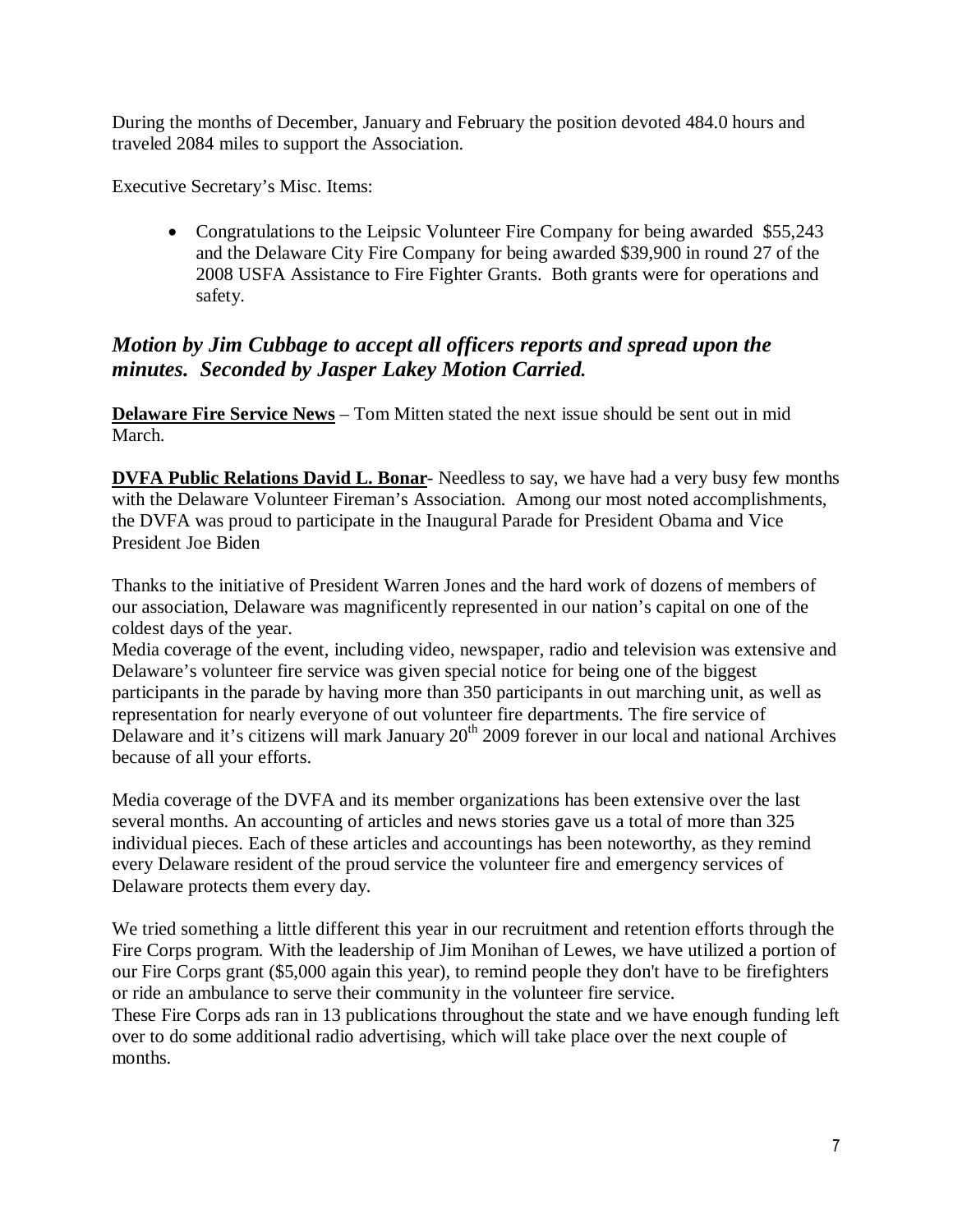During the months of December, January and February the position devoted 484.0 hours and traveled 2084 miles to support the Association.

Executive Secretary's Misc. Items:

- Congratulations to the Leipsic Volunteer Fire Company for being awarded $55,243 and the Delaware City Fire Company for being awarded $39,900 in round 27 of the 2008 USFA Assistance to Fire Fighter Grants. Both grants were for operations and safety.

***Motion by Jim Cubbage to accept all officers reports and spread upon the minutes. Seconded by Jasper Lakey Motion Carried.***

**Delaware Fire Service News** – Tom Mitten stated the next issue should be sent out in mid March.

**DVFA Public Relations David L. Bonar**- Needless to say, we have had a very busy few months with the Delaware Volunteer Fireman's Association. Among our most noted accomplishments, the DVFA was proud to participate in the Inaugural Parade for President Obama and Vice President Joe Biden

Thanks to the initiative of President Warren Jones and the hard work of dozens of members of our association, Delaware was magnificently represented in our nation's capital on one of the coldest days of the year.
Media coverage of the event, including video, newspaper, radio and television was extensive and Delaware's volunteer fire service was given special notice for being one of the biggest participants in the parade by having more than 350 participants in out marching unit, as well as representation for nearly everyone of out volunteer fire departments. The fire service of Delaware and it's citizens will mark January 20th 2009 forever in our local and national Archives because of all your efforts.

Media coverage of the DVFA and its member organizations has been extensive over the last several months. An accounting of articles and news stories gave us a total of more than 325 individual pieces. Each of these articles and accountings has been noteworthy, as they remind every Delaware resident of the proud service the volunteer fire and emergency services of Delaware protects them every day.

We tried something a little different this year in our recruitment and retention efforts through the Fire Corps program. With the leadership of Jim Monihan of Lewes, we have utilized a portion of our Fire Corps grant ($5,000 again this year), to remind people they don't have to be firefighters or ride an ambulance to serve their community in the volunteer fire service.
These Fire Corps ads ran in 13 publications throughout the state and we have enough funding left over to do some additional radio advertising, which will take place over the next couple of months.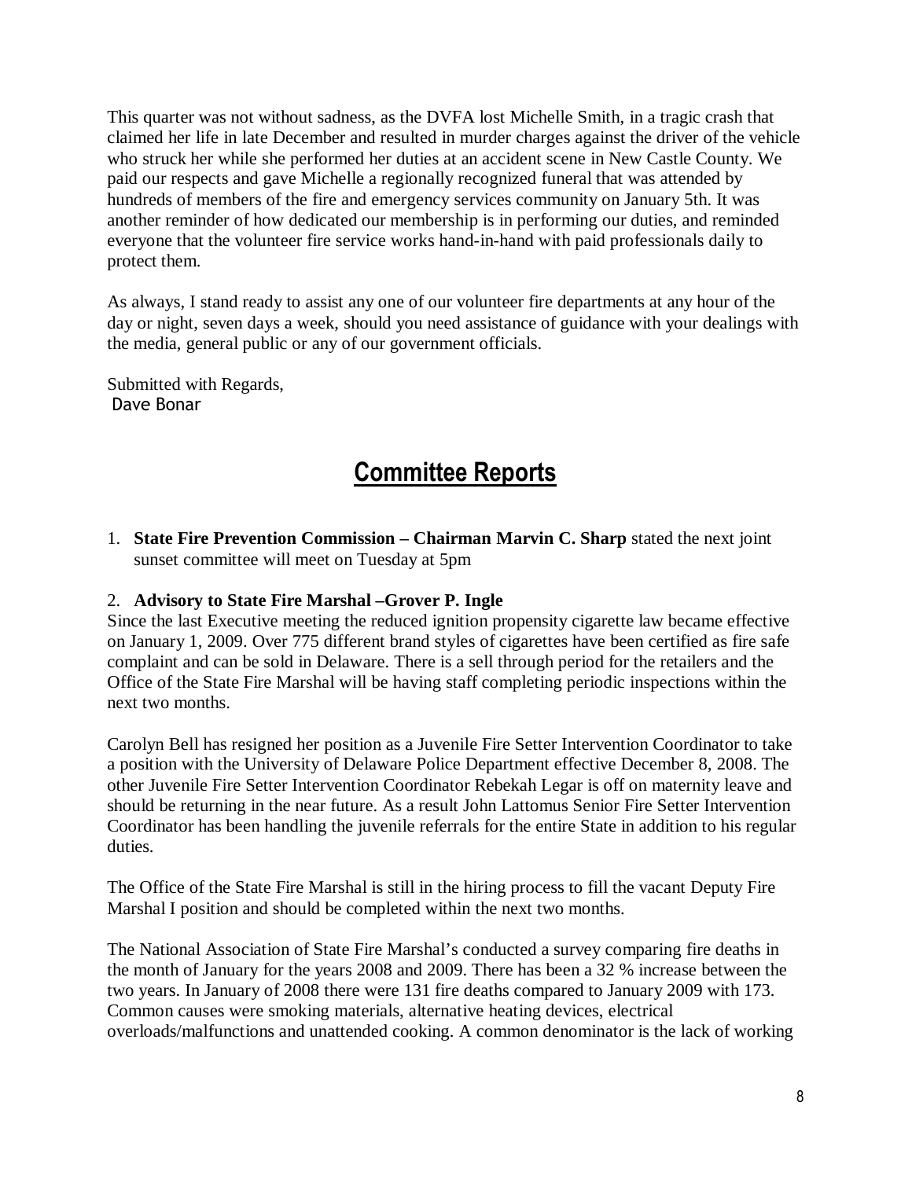This quarter was not without sadness, as the DVFA lost Michelle Smith, in a tragic crash that claimed her life in late December and resulted in murder charges against the driver of the vehicle who struck her while she performed her duties at an accident scene in New Castle County. We paid our respects and gave Michelle a regionally recognized funeral that was attended by hundreds of members of the fire and emergency services community on January 5th. It was another reminder of how dedicated our membership is in performing our duties, and reminded everyone that the volunteer fire service works hand-in-hand with paid professionals daily to protect them.

As always, I stand ready to assist any one of our volunteer fire departments at any hour of the day or night, seven days a week, should you need assistance of guidance with your dealings with the media, general public or any of our government officials.

Submitted with Regards,
Dave Bonar

# Committee Reports

1. **State Fire Prevention Commission – Chairman Marvin C. Sharp** stated the next joint sunset committee will meet on Tuesday at 5pm

2. **Advisory to State Fire Marshal –Grover P. Ingle**

Since the last Executive meeting the reduced ignition propensity cigarette law became effective on January 1, 2009. Over 775 different brand styles of cigarettes have been certified as fire safe complaint and can be sold in Delaware. There is a sell through period for the retailers and the Office of the State Fire Marshal will be having staff completing periodic inspections within the next two months.

Carolyn Bell has resigned her position as a Juvenile Fire Setter Intervention Coordinator to take a position with the University of Delaware Police Department effective December 8, 2008. The other Juvenile Fire Setter Intervention Coordinator Rebekah Legar is off on maternity leave and should be returning in the near future. As a result John Lattomus Senior Fire Setter Intervention Coordinator has been handling the juvenile referrals for the entire State in addition to his regular duties.

The Office of the State Fire Marshal is still in the hiring process to fill the vacant Deputy Fire Marshal I position and should be completed within the next two months.

The National Association of State Fire Marshal's conducted a survey comparing fire deaths in the month of January for the years 2008 and 2009. There has been a 32 % increase between the two years. In January of 2008 there were 131 fire deaths compared to January 2009 with 173. Common causes were smoking materials, alternative heating devices, electrical overloads/malfunctions and unattended cooking. A common denominator is the lack of working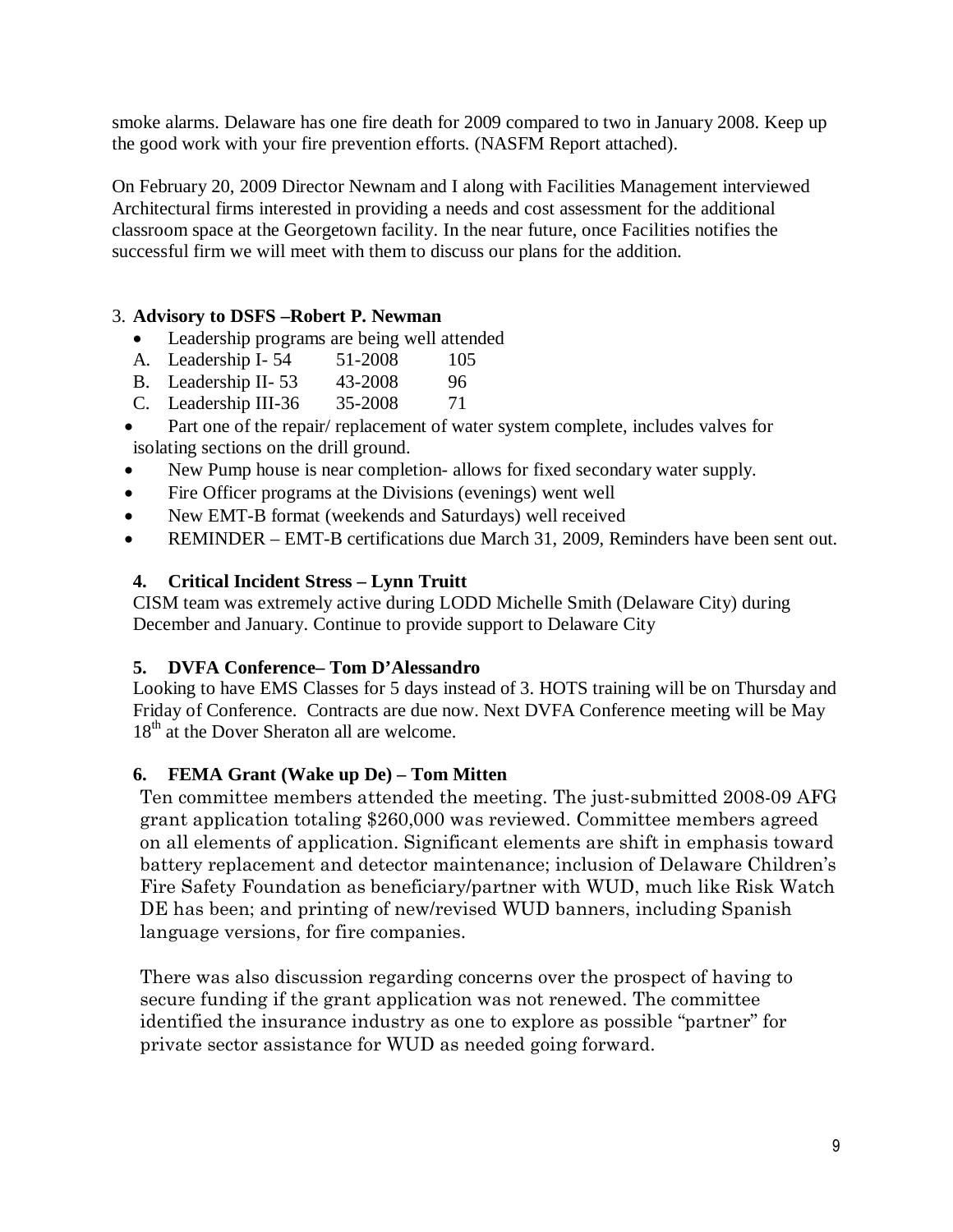smoke alarms. Delaware has one fire death for 2009 compared to two in January 2008. Keep up the good work with your fire prevention efforts. (NASFM Report attached).

On February 20, 2009 Director Newnam and I along with Facilities Management interviewed Architectural firms interested in providing a needs and cost assessment for the additional classroom space at the Georgetown facility. In the near future, once Facilities notifies the successful firm we will meet with them to discuss our plans for the addition.

3. **Advisory to DSFS –Robert P. Newman**

- Leadership programs are being well attended

A. Leadership I- 54 &nbsp;&nbsp;&nbsp; 51-2008 &nbsp;&nbsp;&nbsp; 105
B. Leadership II- 53 &nbsp;&nbsp;&nbsp; 43-2008 &nbsp;&nbsp;&nbsp; 96
C. Leadership III-36 &nbsp;&nbsp;&nbsp; 35-2008 &nbsp;&nbsp;&nbsp; 71

- Part one of the repair/ replacement of water system complete, includes valves for isolating sections on the drill ground.
- New Pump house is near completion- allows for fixed secondary water supply.
- Fire Officer programs at the Divisions (evenings) went well
- New EMT-B format (weekends and Saturdays) well received
- REMINDER – EMT-B certifications due March 31, 2009, Reminders have been sent out.

**4. Critical Incident Stress – Lynn Truitt**

CISM team was extremely active during LODD Michelle Smith (Delaware City) during December and January. Continue to provide support to Delaware City

**5. DVFA Conference– Tom D'Alessandro**

Looking to have EMS Classes for 5 days instead of 3. HOTS training will be on Thursday and Friday of Conference. Contracts are due now. Next DVFA Conference meeting will be May 18th at the Dover Sheraton all are welcome.

**6. FEMA Grant (Wake up De) – Tom Mitten**

Ten committee members attended the meeting. The just-submitted 2008-09 AFG grant application totaling $260,000 was reviewed. Committee members agreed on all elements of application. Significant elements are shift in emphasis toward battery replacement and detector maintenance; inclusion of Delaware Children's Fire Safety Foundation as beneficiary/partner with WUD, much like Risk Watch DE has been; and printing of new/revised WUD banners, including Spanish language versions, for fire companies.

There was also discussion regarding concerns over the prospect of having to secure funding if the grant application was not renewed. The committee identified the insurance industry as one to explore as possible "partner" for private sector assistance for WUD as needed going forward.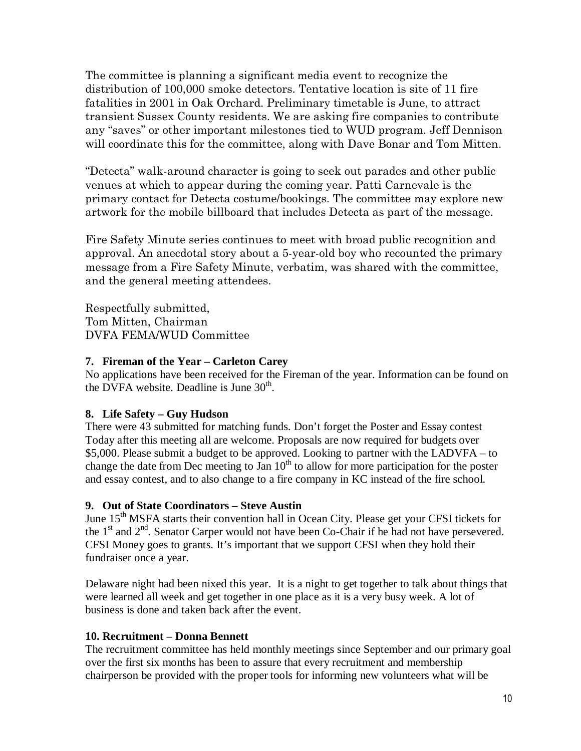The committee is planning a significant media event to recognize the distribution of 100,000 smoke detectors. Tentative location is site of 11 fire fatalities in 2001 in Oak Orchard. Preliminary timetable is June, to attract transient Sussex County residents. We are asking fire companies to contribute any "saves" or other important milestones tied to WUD program. Jeff Dennison will coordinate this for the committee, along with Dave Bonar and Tom Mitten.

"Detecta" walk-around character is going to seek out parades and other public venues at which to appear during the coming year. Patti Carnevale is the primary contact for Detecta costume/bookings. The committee may explore new artwork for the mobile billboard that includes Detecta as part of the message.

Fire Safety Minute series continues to meet with broad public recognition and approval. An anecdotal story about a 5-year-old boy who recounted the primary message from a Fire Safety Minute, verbatim, was shared with the committee, and the general meeting attendees.

Respectfully submitted,
Tom Mitten, Chairman
DVFA FEMA/WUD Committee

**7. Fireman of the Year – Carleton Carey**

No applications have been received for the Fireman of the year. Information can be found on the DVFA website. Deadline is June 30th.

**8. Life Safety – Guy Hudson**

There were 43 submitted for matching funds. Don't forget the Poster and Essay contest Today after this meeting all are welcome. Proposals are now required for budgets over $5,000. Please submit a budget to be approved. Looking to partner with the LADVFA – to change the date from Dec meeting to Jan 10th to allow for more participation for the poster and essay contest, and to also change to a fire company in KC instead of the fire school.

**9. Out of State Coordinators – Steve Austin**

June 15th MSFA starts their convention hall in Ocean City. Please get your CFSI tickets for the 1st and 2nd. Senator Carper would not have been Co-Chair if he had not have persevered. CFSI Money goes to grants. It's important that we support CFSI when they hold their fundraiser once a year.

Delaware night had been nixed this year. It is a night to get together to talk about things that were learned all week and get together in one place as it is a very busy week. A lot of business is done and taken back after the event.

**10. Recruitment – Donna Bennett**

The recruitment committee has held monthly meetings since September and our primary goal over the first six months has been to assure that every recruitment and membership chairperson be provided with the proper tools for informing new volunteers what will be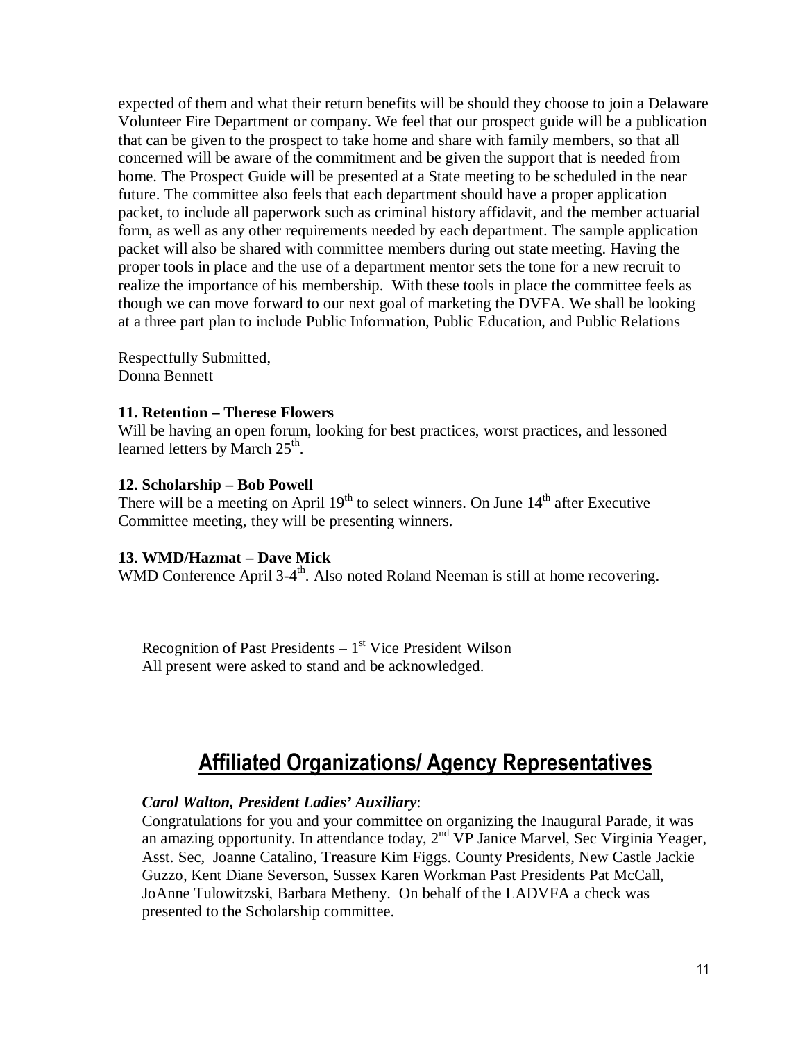expected of them and what their return benefits will be should they choose to join a Delaware Volunteer Fire Department or company. We feel that our prospect guide will be a publication that can be given to the prospect to take home and share with family members, so that all concerned will be aware of the commitment and be given the support that is needed from home. The Prospect Guide will be presented at a State meeting to be scheduled in the near future. The committee also feels that each department should have a proper application packet, to include all paperwork such as criminal history affidavit, and the member actuarial form, as well as any other requirements needed by each department. The sample application packet will also be shared with committee members during out state meeting. Having the proper tools in place and the use of a department mentor sets the tone for a new recruit to realize the importance of his membership. With these tools in place the committee feels as though we can move forward to our next goal of marketing the DVFA. We shall be looking at a three part plan to include Public Information, Public Education, and Public Relations

Respectfully Submitted,
Donna Bennett

**11. Retention – Therese Flowers**
Will be having an open forum, looking for best practices, worst practices, and lessoned learned letters by March 25th.

**12. Scholarship – Bob Powell**
There will be a meeting on April 19th to select winners. On June 14th after Executive Committee meeting, they will be presenting winners.

**13. WMD/Hazmat – Dave Mick**
WMD Conference April 3-4th. Also noted Roland Neeman is still at home recovering.

Recognition of Past Presidents – 1st Vice President Wilson
All present were asked to stand and be acknowledged.

## Affiliated Organizations/ Agency Representatives

***Carol Walton, President Ladies' Auxiliary***:
Congratulations for you and your committee on organizing the Inaugural Parade, it was an amazing opportunity. In attendance today, 2nd VP Janice Marvel, Sec Virginia Yeager, Asst. Sec, Joanne Catalino, Treasure Kim Figgs. County Presidents, New Castle Jackie Guzzo, Kent Diane Severson, Sussex Karen Workman Past Presidents Pat McCall, JoAnne Tulowitzski, Barbara Metheny. On behalf of the LADVFA a check was presented to the Scholarship committee.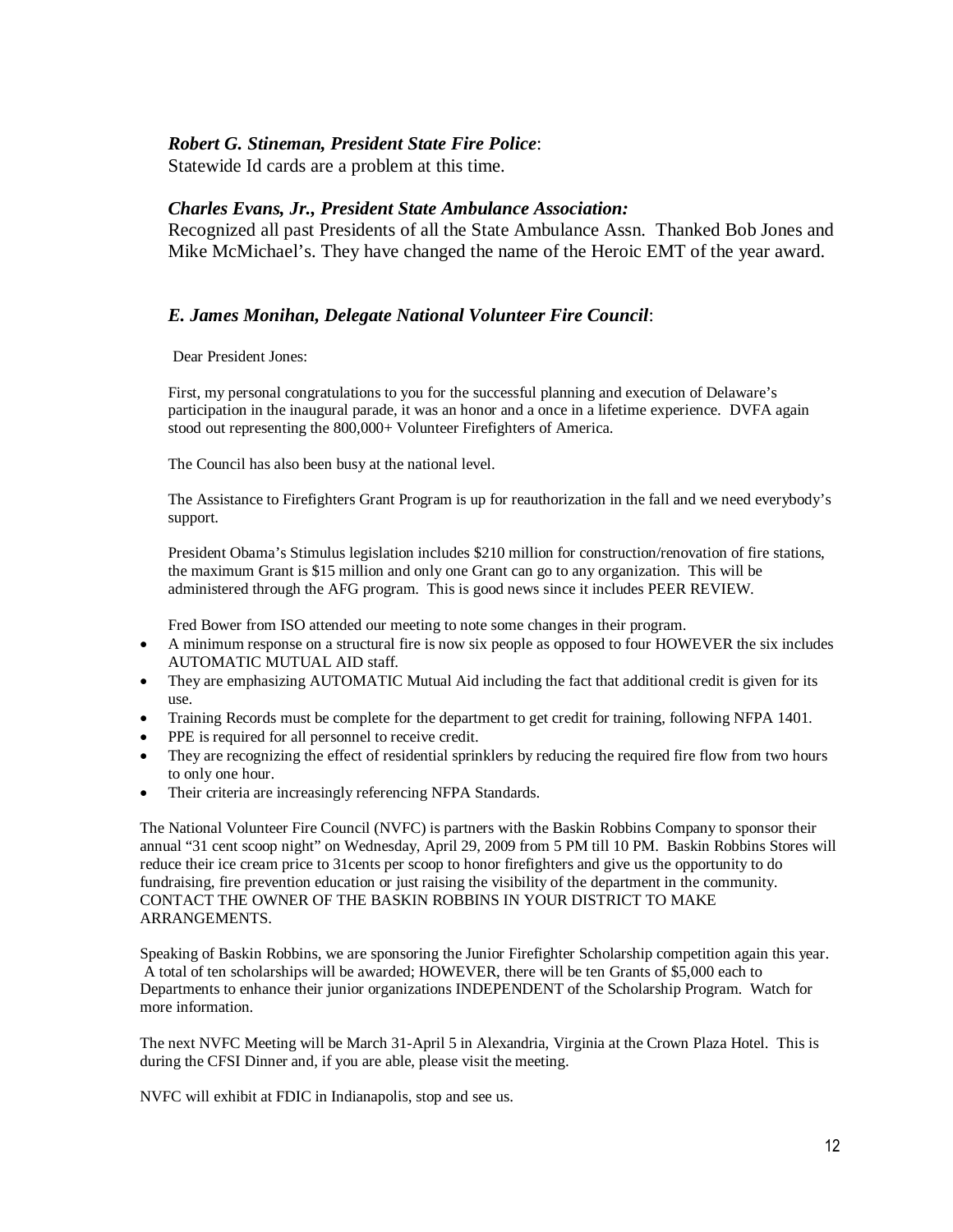***Robert G. Stineman, President State Fire Police***:
Statewide Id cards are a problem at this time.

***Charles Evans, Jr., President State Ambulance Association:***
Recognized all past Presidents of all the State Ambulance Assn. Thanked Bob Jones and Mike McMichael's. They have changed the name of the Heroic EMT of the year award.

***E. James Monihan, Delegate National Volunteer Fire Council***:

Dear President Jones:

First, my personal congratulations to you for the successful planning and execution of Delaware's participation in the inaugural parade, it was an honor and a once in a lifetime experience. DVFA again stood out representing the 800,000+ Volunteer Firefighters of America.

The Council has also been busy at the national level.

The Assistance to Firefighters Grant Program is up for reauthorization in the fall and we need everybody's support.

President Obama's Stimulus legislation includes $210 million for construction/renovation of fire stations, the maximum Grant is $15 million and only one Grant can go to any organization. This will be administered through the AFG program. This is good news since it includes PEER REVIEW.

Fred Bower from ISO attended our meeting to note some changes in their program.

- A minimum response on a structural fire is now six people as opposed to four HOWEVER the six includes AUTOMATIC MUTUAL AID staff.
- They are emphasizing AUTOMATIC Mutual Aid including the fact that additional credit is given for its use.
- Training Records must be complete for the department to get credit for training, following NFPA 1401.
- PPE is required for all personnel to receive credit.
- They are recognizing the effect of residential sprinklers by reducing the required fire flow from two hours to only one hour.
- Their criteria are increasingly referencing NFPA Standards.

The National Volunteer Fire Council (NVFC) is partners with the Baskin Robbins Company to sponsor their annual "31 cent scoop night" on Wednesday, April 29, 2009 from 5 PM till 10 PM. Baskin Robbins Stores will reduce their ice cream price to 31cents per scoop to honor firefighters and give us the opportunity to do fundraising, fire prevention education or just raising the visibility of the department in the community. CONTACT THE OWNER OF THE BASKIN ROBBINS IN YOUR DISTRICT TO MAKE ARRANGEMENTS.

Speaking of Baskin Robbins, we are sponsoring the Junior Firefighter Scholarship competition again this year. A total of ten scholarships will be awarded; HOWEVER, there will be ten Grants of $5,000 each to Departments to enhance their junior organizations INDEPENDENT of the Scholarship Program. Watch for more information.

The next NVFC Meeting will be March 31-April 5 in Alexandria, Virginia at the Crown Plaza Hotel. This is during the CFSI Dinner and, if you are able, please visit the meeting.

NVFC will exhibit at FDIC in Indianapolis, stop and see us.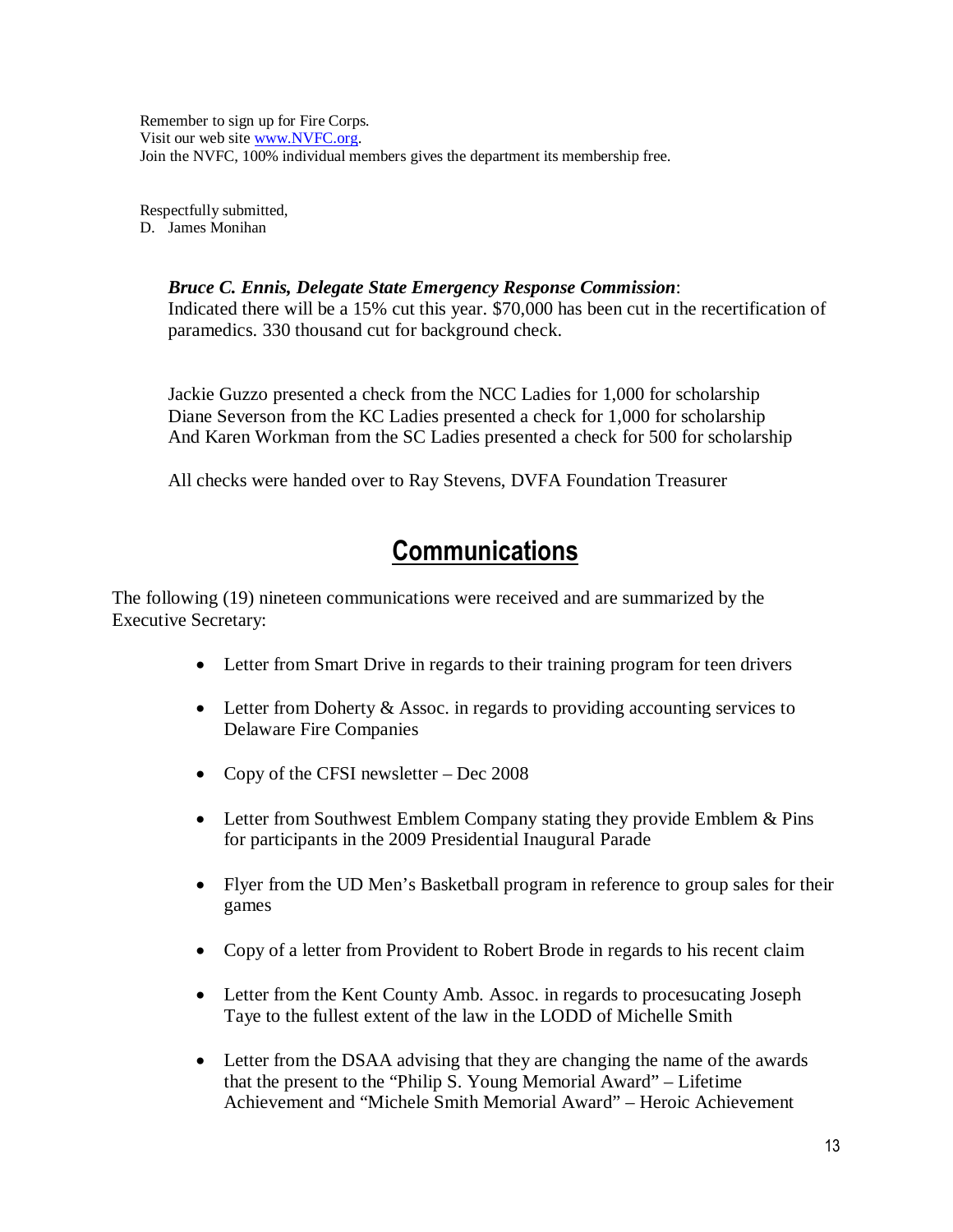Remember to sign up for Fire Corps.
Visit our web site www.NVFC.org.
Join the NVFC, 100% individual members gives the department its membership free.

Respectfully submitted,
D. James Monihan

***Bruce C. Ennis, Delegate State Emergency Response Commission***:
Indicated there will be a 15% cut this year. $70,000 has been cut in the recertification of paramedics. 330 thousand cut for background check.

Jackie Guzzo presented a check from the NCC Ladies for 1,000 for scholarship
Diane Severson from the KC Ladies presented a check for 1,000 for scholarship
And Karen Workman from the SC Ladies presented a check for 500 for scholarship

All checks were handed over to Ray Stevens, DVFA Foundation Treasurer

# Communications

The following (19) nineteen communications were received and are summarized by the Executive Secretary:

- Letter from Smart Drive in regards to their training program for teen drivers
- Letter from Doherty & Assoc. in regards to providing accounting services to Delaware Fire Companies
- Copy of the CFSI newsletter – Dec 2008
- Letter from Southwest Emblem Company stating they provide Emblem & Pins for participants in the 2009 Presidential Inaugural Parade
- Flyer from the UD Men's Basketball program in reference to group sales for their games
- Copy of a letter from Provident to Robert Brode in regards to his recent claim
- Letter from the Kent County Amb. Assoc. in regards to procesucating Joseph Taye to the fullest extent of the law in the LODD of Michelle Smith
- Letter from the DSAA advising that they are changing the name of the awards that the present to the "Philip S. Young Memorial Award" – Lifetime Achievement and "Michele Smith Memorial Award" – Heroic Achievement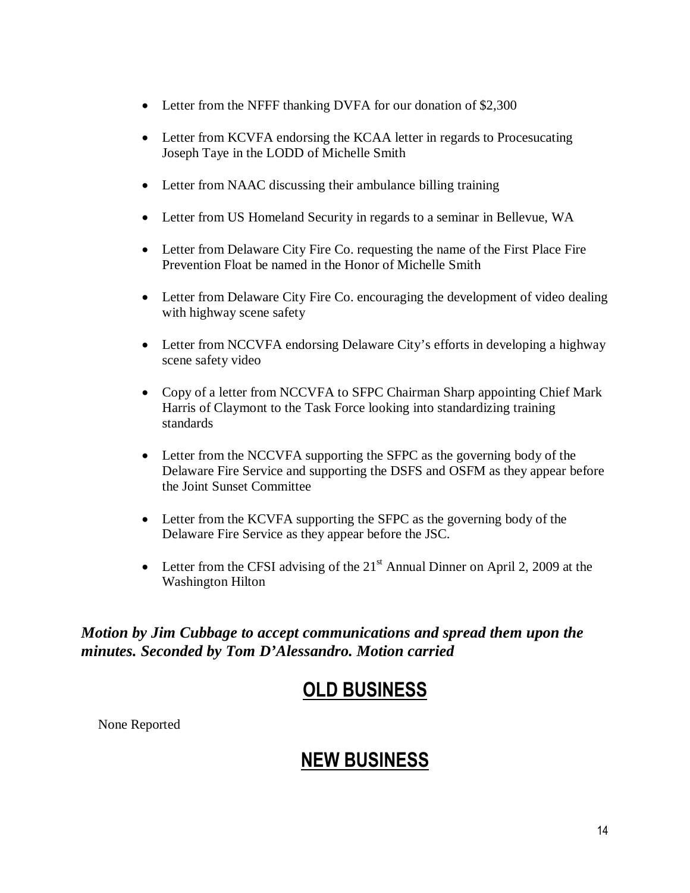- Letter from the NFFF thanking DVFA for our donation of $2,300
- Letter from KCVFA endorsing the KCAA letter in regards to Procesucating Joseph Taye in the LODD of Michelle Smith
- Letter from NAAC discussing their ambulance billing training
- Letter from US Homeland Security in regards to a seminar in Bellevue, WA
- Letter from Delaware City Fire Co. requesting the name of the First Place Fire Prevention Float be named in the Honor of Michelle Smith
- Letter from Delaware City Fire Co. encouraging the development of video dealing with highway scene safety
- Letter from NCCVFA endorsing Delaware City's efforts in developing a highway scene safety video
- Copy of a letter from NCCVFA to SFPC Chairman Sharp appointing Chief Mark Harris of Claymont to the Task Force looking into standardizing training standards
- Letter from the NCCVFA supporting the SFPC as the governing body of the Delaware Fire Service and supporting the DSFS and OSFM as they appear before the Joint Sunset Committee
- Letter from the KCVFA supporting the SFPC as the governing body of the Delaware Fire Service as they appear before the JSC.
- Letter from the CFSI advising of the 21st Annual Dinner on April 2, 2009 at the Washington Hilton

***Motion by Jim Cubbage to accept communications and spread them upon the minutes. Seconded by Tom D'Alessandro. Motion carried***

# OLD BUSINESS

None Reported

# NEW BUSINESS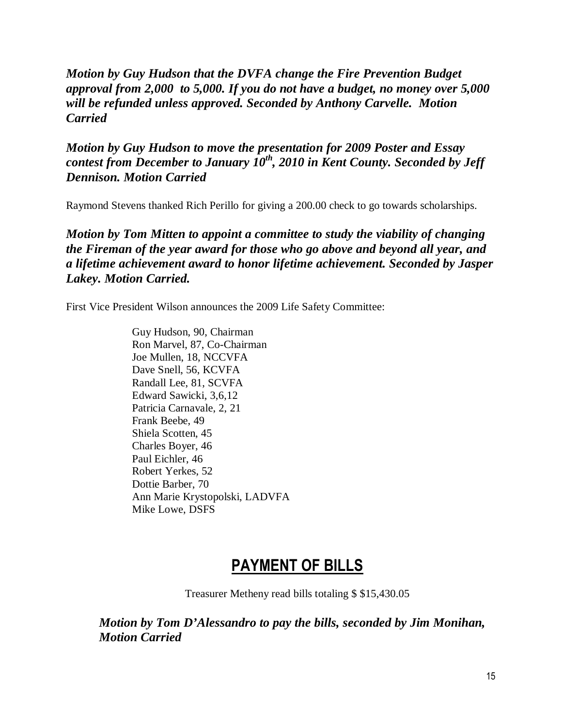***Motion by Guy Hudson that the DVFA change the Fire Prevention Budget approval from 2,000  to 5,000. If you do not have a budget, no money over 5,000 will be refunded unless approved. Seconded by Anthony Carvelle.  Motion Carried***

***Motion by Guy Hudson to move the presentation for 2009 Poster and Essay contest from December to January 10th, 2010 in Kent County. Seconded by Jeff Dennison. Motion Carried***

Raymond Stevens thanked Rich Perillo for giving a 200.00 check to go towards scholarships.

***Motion by Tom Mitten to appoint a committee to study the viability of changing the Fireman of the year award for those who go above and beyond all year, and a lifetime achievement award to honor lifetime achievement. Seconded by Jasper Lakey. Motion Carried.***

First Vice President Wilson announces the 2009 Life Safety Committee:

Guy Hudson, 90, Chairman
Ron Marvel, 87, Co-Chairman
Joe Mullen, 18, NCCVFA
Dave Snell, 56, KCVFA
Randall Lee, 81, SCVFA
Edward Sawicki, 3,6,12
Patricia Carnavale, 2, 21
Frank Beebe, 49
Shiela Scotten, 45
Charles Boyer, 46
Paul Eichler, 46
Robert Yerkes, 52
Dottie Barber, 70
Ann Marie Krystopolski, LADVFA
Mike Lowe, DSFS

## PAYMENT OF BILLS

Treasurer Metheny read bills totaling $ $15,430.05

***Motion by Tom D'Alessandro to pay the bills, seconded by Jim Monihan, Motion Carried***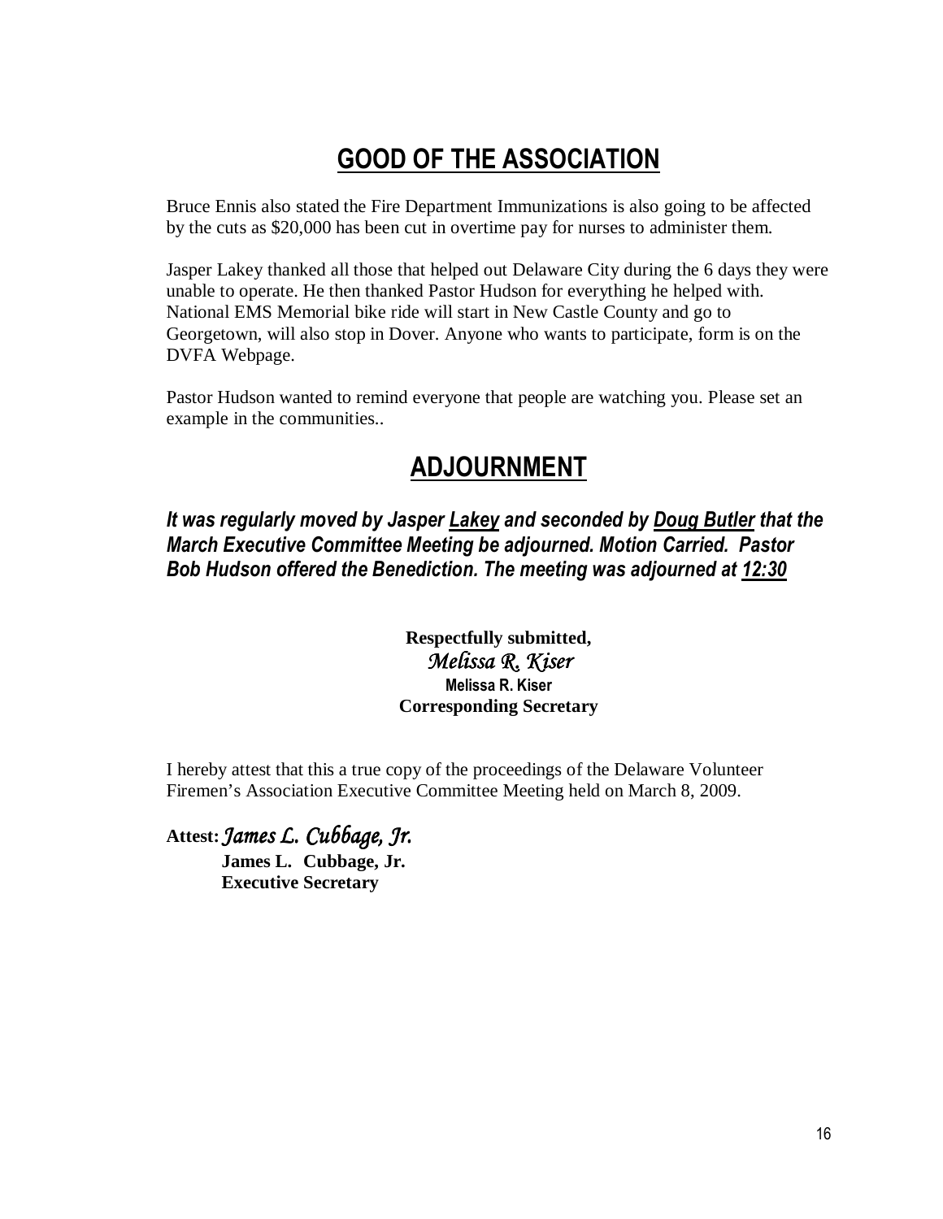# GOOD OF THE ASSOCIATION

Bruce Ennis also stated the Fire Department Immunizations is also going to be affected by the cuts as $20,000 has been cut in overtime pay for nurses to administer them.

Jasper Lakey thanked all those that helped out Delaware City during the 6 days they were unable to operate. He then thanked Pastor Hudson for everything he helped with. National EMS Memorial bike ride will start in New Castle County and go to Georgetown, will also stop in Dover. Anyone who wants to participate, form is on the DVFA Webpage.

Pastor Hudson wanted to remind everyone that people are watching you. Please set an example in the communities..

# ADJOURNMENT

***It was regularly moved by Jasper Lakey and seconded by Doug Butler that the March Executive Committee Meeting be adjourned. Motion Carried. Pastor Bob Hudson offered the Benediction. The meeting was adjourned at 12:30***

**Respectfully submitted,**
*Melissa R. Kiser*
**Melissa R. Kiser**
**Corresponding Secretary**

I hereby attest that this a true copy of the proceedings of the Delaware Volunteer Firemen's Association Executive Committee Meeting held on March 8, 2009.

**Attest:** *James L. Cubbage, Jr.*
**James L. Cubbage, Jr.**
**Executive Secretary**